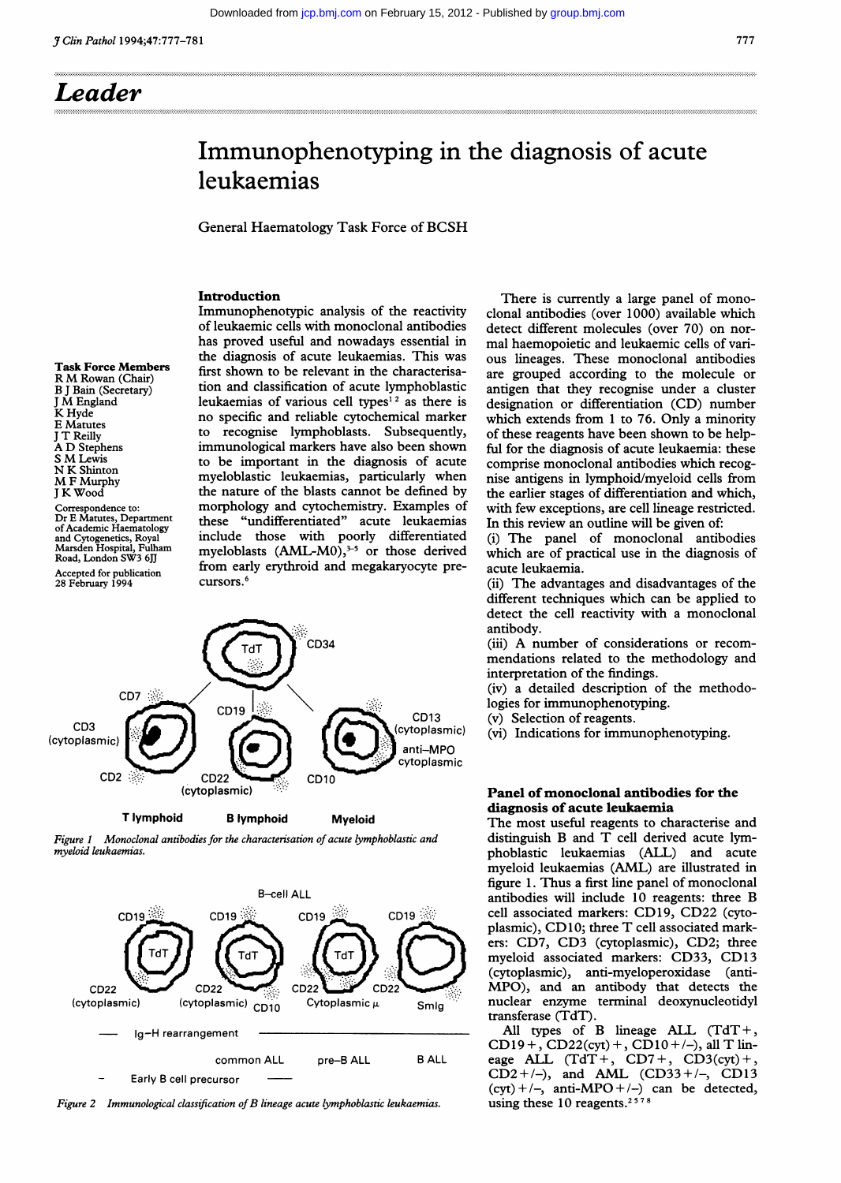# Leader

# Immunophenotyping in the diagnosis of acute leukaemias

General Haematology Task Force of BCSH

**Task Force Members**
R M Rowan (Chair)
B J Bain (Secretary)
J M England
K Hyde
E Matutes
J T Reilly
A D Stephens
S M Lewis
N K Shinton
M F Murphy
J K Wood

Correspondence to: Dr E Matutes, Department of Academic Haematology and Cytogenetics, Royal Marsden Hospital, Fulham Road, London SW3 6JJ

Accepted for publication 28 February 1994

## Introduction

Immunophenotypic analysis of the reactivity of leukaemic cells with monoclonal antibodies has proved useful and nowadays essential in the diagnosis of acute leukaemias. This was first shown to be relevant in the characterisation and classification of acute lymphoblastic leukaemias of various cell types[1,2] as there is no specific and reliable cytochemical marker to recognise lymphoblasts. Subsequently, immunological markers have also been shown to be important in the diagnosis of acute myeloblastic leukaemias, particularly when the nature of the blasts cannot be defined by morphology and cytochemistry. Examples of these "undifferentiated" acute leukaemias include those with poorly differentiated myeloblasts (AML-M0),[3-5] or those derived from early erythroid and megakaryocyte precursors.[6]

Figure 1 Monoclonal antibodies for the characterisation of acute lymphoblastic and myeloid leukaemias.

Figure 2 Immunological classification of B lineage acute lymphoblastic leukaemias.

There is currently a large panel of monoclonal antibodies (over 1000) available which detect different molecules (over 70) on normal haemopoietic and leukaemic cells of various lineages. These monoclonal antibodies are grouped according to the molecule or antigen that they recognise under a cluster designation or differentiation (CD) number which extends from 1 to 76. Only a minority of these reagents have been shown to be helpful for the diagnosis of acute leukaemia: these comprise monoclonal antibodies which recognise antigens in lymphoid/myeloid cells from the earlier stages of differentiation and which, with few exceptions, are cell lineage restricted. In this review an outline will be given of:

(i) The panel of monoclonal antibodies which are of practical use in the diagnosis of acute leukaemia.
(ii) The advantages and disadvantages of the different techniques which can be applied to detect the cell reactivity with a monoclonal antibody.
(iii) A number of considerations or recommendations related to the methodology and interpretation of the findings.
(iv) a detailed description of the methodologies for immunophenotyping.
(v) Selection of reagents.
(vi) Indications for immunophenotyping.

## Panel of monoclonal antibodies for the diagnosis of acute leukaemia

The most useful reagents to characterise and distinguish B and T cell derived acute lymphoblastic leukaemias (ALL) and acute myeloid leukaemias (AML) are illustrated in figure 1. Thus a first line panel of monoclonal antibodies will include 10 reagents: three B cell associated markers: CD19, CD22 (cytoplasmic), CD10; three T cell associated markers: CD7, CD3 (cytoplasmic), CD2; three myeloid associated markers: CD33, CD13 (cytoplasmic), anti-myeloperoxidase (anti-MPO), and an antibody that detects the nuclear enzyme terminal deoxynucleotidyl transferase (TdT).

All types of B lineage ALL (TdT+, CD19+, CD22(cyt)+, CD10+/−), all T lineage ALL (TdT+, CD7+, CD3(cyt)+, CD2+/−), and AML (CD33+/−, CD13 (cyt)+/−, anti-MPO+/−) can be detected, using these 10 reagents.[2,5,7,8]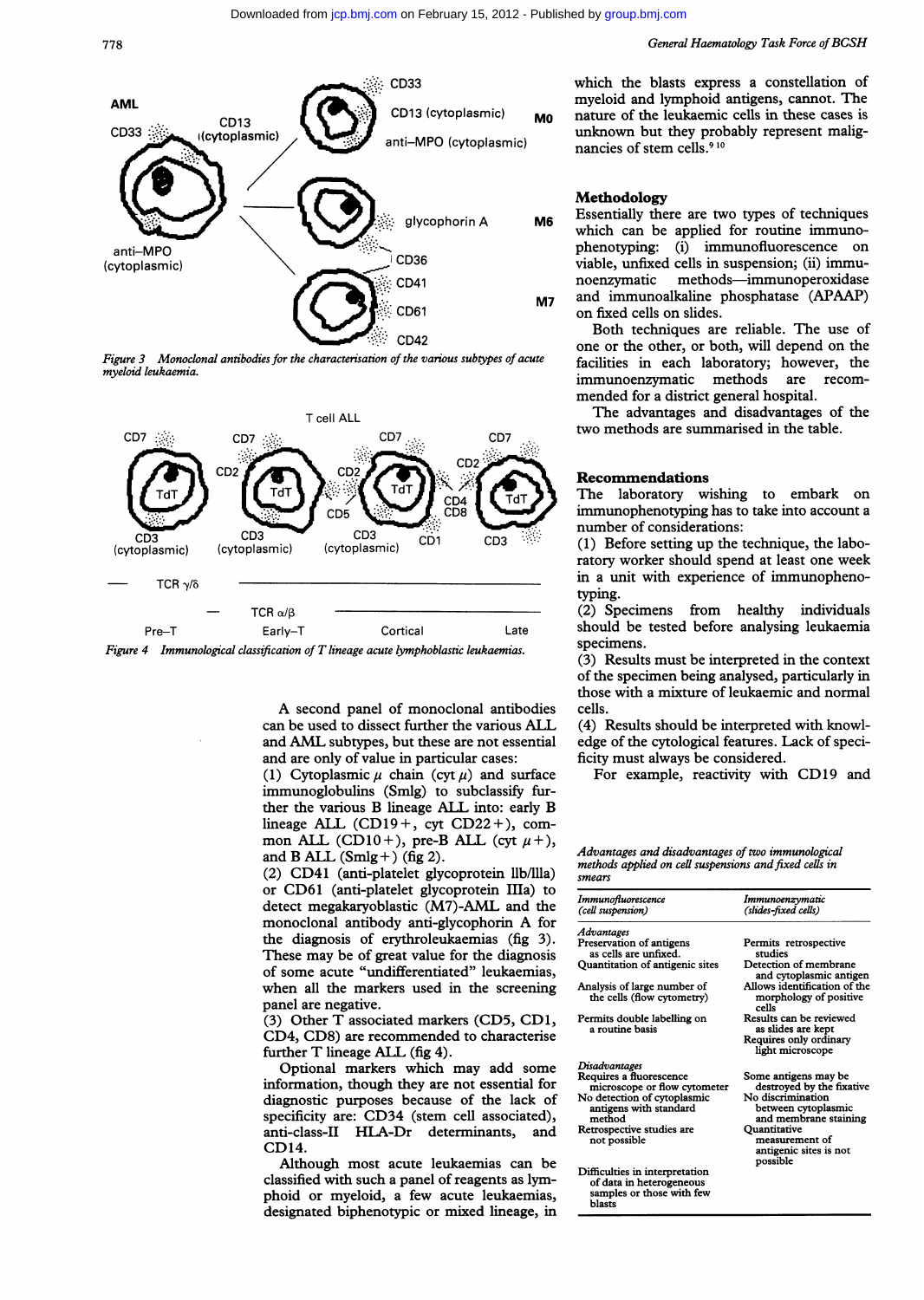*Figure 3 Monoclonal antibodies for the characterisation of the various subtypes of acute myeloid leukaemia.*

*Figure 4 Immunological classification of T lineage acute lymphoblastic leukaemias.*

A second panel of monoclonal antibodies can be used to dissect further the various ALL and AML subtypes, but these are not essential and are only of value in particular cases:

(1) Cytoplasmic μ chain (cyt μ) and surface immunoglobulins (SmIg) to subclassify further the various B lineage ALL into: early B lineage ALL (CD19+, cyt CD22+), common ALL (CD10+), pre-B ALL (cyt μ+), and B ALL (SmIg+) (fig 2).

(2) CD41 (anti-platelet glycoprotein IIb/IIIa) or CD61 (anti-platelet glycoprotein IIIa) to detect megakaryoblastic (M7)-AML and the monoclonal antibody anti-glycophorin A for the diagnosis of erythroleukaemias (fig 3). These may be of great value for the diagnosis of some acute "undifferentiated" leukaemias, when all the markers used in the screening panel are negative.

(3) Other T associated markers (CD5, CD1, CD4, CD8) are recommended to characterise further T lineage ALL (fig 4).

Optional markers which may add some information, though they are not essential for diagnostic purposes because of the lack of specificity are: CD34 (stem cell associated), anti-class-II HLA-Dr determinants, and CD14.

Although most acute leukaemias can be classified with such a panel of reagents as lymphoid or myeloid, a few acute leukaemias, designated biphenotypic or mixed lineage, in which the blasts express a constellation of myeloid and lymphoid antigens, cannot. The nature of the leukaemic cells in these cases is unknown but they probably represent malignancies of stem cells.[9,10]

## Methodology

Essentially there are two types of techniques which can be applied for routine immunophenotyping: (i) immunofluorescence on viable, unfixed cells in suspension; (ii) immunoenzymatic methods—immunoperoxidase and immunoalkaline phosphatase (APAAP) on fixed cells on slides.

Both techniques are reliable. The use of one or the other, or both, will depend on the facilities in each laboratory; however, the immunoenzymatic methods are recommended for a district general hospital.

The advantages and disadvantages of the two methods are summarised in the table.

## Recommendations

The laboratory wishing to embark on immunophenotyping has to take into account a number of considerations:

(1) Before setting up the technique, the laboratory worker should spend at least one week in a unit with experience of immunophenotyping.

(2) Specimens from healthy individuals should be tested before analysing leukaemia specimens.

(3) Results must be interpreted in the context of the specimen being analysed, particularly in those with a mixture of leukaemic and normal cells.

(4) Results should be interpreted with knowledge of the cytological features. Lack of specificity must always be considered.

For example, reactivity with CD19 and

*Advantages and disadvantages of two immunological methods applied on cell suspensions and fixed cells in smears*

| *Immunofluorescence (cell suspension)* | *Immunoenzymatic (slides-fixed cells)* |
|---|---|
| *Advantages* | |
| Preservation of antigens as cells are unfixed. | Permits retrospective studies |
| Quantitation of antigenic sites | Detection of membrane and cytoplasmic antigen |
| Analysis of large number of the cells (flow cytometry) | Allows identification of the morphology of positive cells |
| Permits double labelling on a routine basis | Results can be reviewed as slides are kept |
| | Requires only ordinary light microscope |
| *Disadvantages* | |
| Requires a fluorescence microscope or flow cytometer | Some antigens may be destroyed by the fixative |
| No detection of cytoplasmic antigens with standard method | No discrimination between cytoplasmic and membrane staining |
| Retrospective studies are not possible | Quantitative measurement of antigenic sites is not possible |
| Difficulties in interpretation of data in heterogeneous samples or those with few blasts | |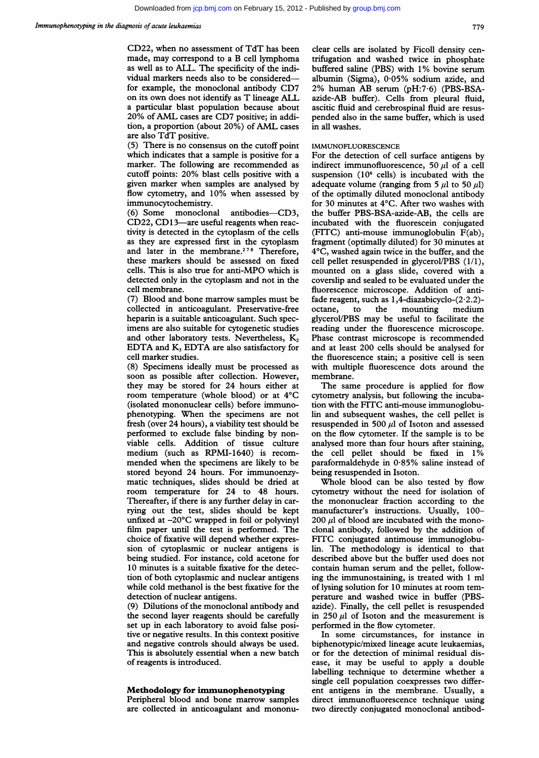CD22, when no assessment of TdT has been made, may correspond to a B cell lymphoma as well as to ALL. The specificity of the individual markers needs also to be considered—for example, the monoclonal antibody CD7 on its own does not identify as T lineage ALL a particular blast population because about 20% of AML cases are CD7 positive; in addition, a proportion (about 20%) of AML cases are also TdT positive.

(5) There is no consensus on the cutoff point which indicates that a sample is positive for a marker. The following are recommended as cutoff points: 20% blast cells positive with a given marker when samples are analysed by flow cytometry, and 10% when assessed by immunocytochemistry.

(6) Some monoclonal antibodies—CD3, CD22, CD13—are useful reagents when reactivity is detected in the cytoplasm of the cells as they are expressed first in the cytoplasm and later in the membrane.[2 7 8] Therefore, these markers should be assessed on fixed cells. This is also true for anti-MPO which is detected only in the cytoplasm and not in the cell membrane.

(7) Blood and bone marrow samples must be collected in anticoagulant. Preservative-free heparin is a suitable anticoagulant. Such specimens are also suitable for cytogenetic studies and other laboratory tests. Nevertheless, $K_2$ EDTA and $K_3$ EDTA are also satisfactory for cell marker studies.

(8) Specimens ideally must be processed as soon as possible after collection. However, they may be stored for 24 hours either at room temperature (whole blood) or at 4°C (isolated mononuclear cells) before immunophenotyping. When the specimens are not fresh (over 24 hours), a viability test should be performed to exclude false binding by non-viable cells. Addition of tissue culture medium (such as RPMI-1640) is recommended when the specimens are likely to be stored beyond 24 hours. For immunoenzymatic techniques, slides should be dried at room temperature for 24 to 48 hours. Thereafter, if there is any further delay in carrying out the test, slides should be kept unfixed at −20°C wrapped in foil or polyvinyl film paper until the test is performed. The choice of fixative will depend whether expression of cytoplasmic or nuclear antigens is being studied. For instance, cold acetone for 10 minutes is a suitable fixative for the detection of both cytoplasmic and nuclear antigens while cold methanol is the best fixative for the detection of nuclear antigens.

(9) Dilutions of the monoclonal antibody and the second layer reagents should be carefully set up in each laboratory to avoid false positive or negative results. In this context positive and negative controls should always be used. This is absolutely essential when a new batch of reagents is introduced.

## Methodology for immunophenotyping

Peripheral blood and bone marrow samples are collected in anticoagulant and mononuclear cells are isolated by Ficoll density centrifugation and washed twice in phosphate buffered saline (PBS) with 1% bovine serum albumin (Sigma), 0·05% sodium azide, and 2% human AB serum (pH:7·6) (PBS-BSA-azide-AB buffer). Cells from pleural fluid, ascitic fluid and cerebrospinal fluid are resuspended also in the same buffer, which is used in all washes.

### IMMUNOFLUORESCENCE

For the detection of cell surface antigens by indirect immunofluorescence, 50 μl of a cell suspension ($10^6$ cells) is incubated with the adequate volume (ranging from 5 μl to 50 μl) of the optimally diluted monoclonal antibody for 30 minutes at 4°C. After two washes with the buffer PBS-BSA-azide-AB, the cells are incubated with the fluorescein conjugated (FITC) anti-mouse immunoglobulin $F(ab)_2$ fragment (optimally diluted) for 30 minutes at 4°C, washed again twice in the buffer, and the cell pellet resuspended in glycerol/PBS (1/1), mounted on a glass slide, covered with a coverslip and sealed to be evaluated under the fluorescence microscope. Addition of anti-fade reagent, such as 1,4-diazabicyclo-(2·2.2)-octane, to the mounting medium glycerol/PBS may be useful to facilitate the reading under the fluorescence microscope. Phase contrast microscope is recommended and at least 200 cells should be analysed for the fluorescence stain; a positive cell is seen with multiple fluorescence dots around the membrane.

The same procedure is applied for flow cytometry analysis, but following the incubation with the FITC anti-mouse immunoglobulin and subsequent washes, the cell pellet is resuspended in 500 μl of Isoton and assessed on the flow cytometer. If the sample is to be analysed more than four hours after staining, the cell pellet should be fixed in 1% paraformaldehyde in 0·85% saline instead of being resuspended in Isoton.

Whole blood can be also tested by flow cytometry without the need for isolation of the mononuclear fraction according to the manufacturer's instructions. Usually, 100–200 μl of blood are incubated with the monoclonal antibody, followed by the addition of FITC conjugated antimouse immunoglobulin. The methodology is identical to that described above but the buffer used does not contain human serum and the pellet, following the immunostaining, is treated with 1 ml of lysing solution for 10 minutes at room temperature and washed twice in buffer (PBS-azide). Finally, the cell pellet is resuspended in 250 μl of Isoton and the measurement is performed in the flow cytometer.

In some circumstances, for instance in biphenotypic/mixed lineage acute leukaemias, or for the detection of minimal residual disease, it may be useful to apply a double labelling technique to determine whether a single cell population coexpresses two different antigens in the membrane. Usually, a direct immunofluorescence technique using two directly conjugated monoclonal antibod-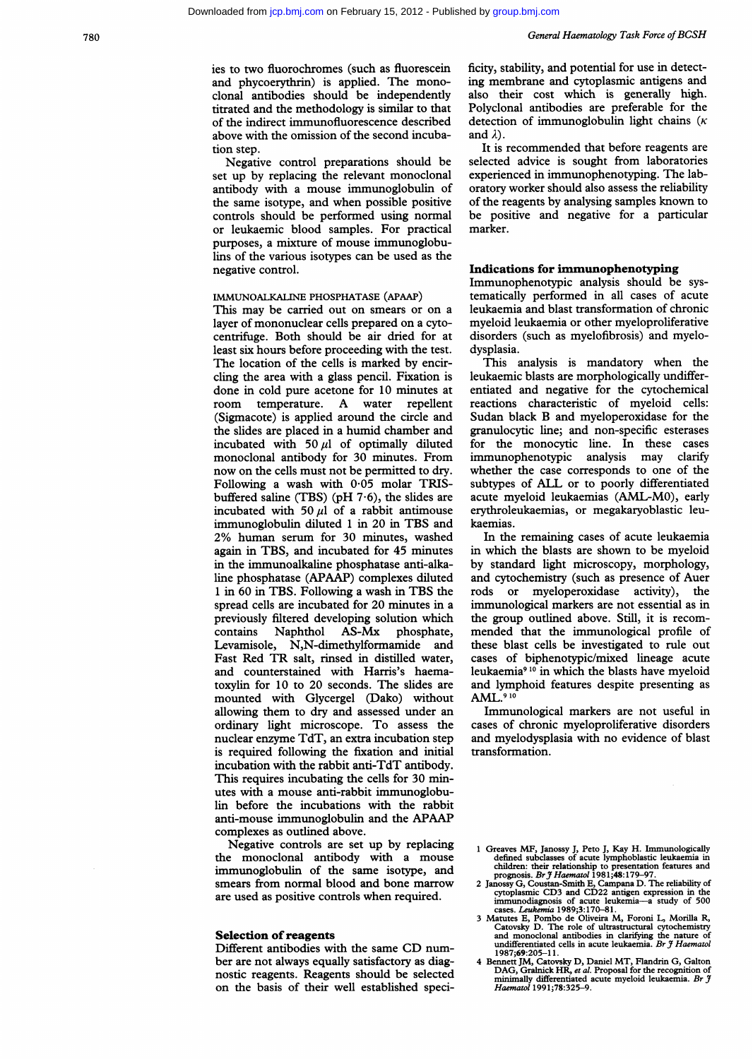ies to two fluorochromes (such as fluorescein and phycoerythrin) is applied. The monoclonal antibodies should be independently titrated and the methodology is similar to that of the indirect immunofluorescence described above with the omission of the second incubation step.

Negative control preparations should be set up by replacing the relevant monoclonal antibody with a mouse immunoglobulin of the same isotype, and when possible positive controls should be performed using normal or leukaemic blood samples. For practical purposes, a mixture of mouse immunoglobulins of the various isotypes can be used as the negative control.

IMMUNOALKALINE PHOSPHATASE (APAAP)

This may be carried out on smears or on a layer of mononuclear cells prepared on a cytocentrifuge. Both should be air dried for at least six hours before proceeding with the test. The location of the cells is marked by encircling the area with a glass pencil. Fixation is done in cold pure acetone for 10 minutes at room temperature. A water repellent (Sigmacote) is applied around the circle and the slides are placed in a humid chamber and incubated with 50 μl of optimally diluted monoclonal antibody for 30 minutes. From now on the cells must not be permitted to dry. Following a wash with 0·05 molar TRIS-buffered saline (TBS) (pH 7·6), the slides are incubated with 50 μl of a rabbit antimouse immunoglobulin diluted 1 in 20 in TBS and 2% human serum for 30 minutes, washed again in TBS, and incubated for 45 minutes in the immunoalkaline phosphatase anti-alkaline phosphatase (APAAP) complexes diluted 1 in 60 in TBS. Following a wash in TBS the spread cells are incubated for 20 minutes in a previously filtered developing solution which contains Naphthol AS-Mx phosphate, Levamisole, N,N-dimethylformamide and Fast Red TR salt, rinsed in distilled water, and counterstained with Harris's haematoxylin for 10 to 20 seconds. The slides are mounted with Glycergel (Dako) without allowing them to dry and assessed under an ordinary light microscope. To assess the nuclear enzyme TdT, an extra incubation step is required following the fixation and initial incubation with the rabbit anti-TdT antibody. This requires incubating the cells for 30 minutes with a mouse anti-rabbit immunoglobulin before the incubations with the rabbit anti-mouse immunoglobulin and the APAAP complexes as outlined above.

Negative controls are set up by replacing the monoclonal antibody with a mouse immunoglobulin of the same isotype, and smears from normal blood and bone marrow are used as positive controls when required.

## Selection of reagents

Different antibodies with the same CD number are not always equally satisfactory as diagnostic reagents. Reagents should be selected on the basis of their well established specificity, stability, and potential for use in detecting membrane and cytoplasmic antigens and also their cost which is generally high. Polyclonal antibodies are preferable for the detection of immunoglobulin light chains (κ and λ).

It is recommended that before reagents are selected advice is sought from laboratories experienced in immunophenotyping. The laboratory worker should also assess the reliability of the reagents by analysing samples known to be positive and negative for a particular marker.

## Indications for immunophenotyping

Immunophenotypic analysis should be systematically performed in all cases of acute leukaemia and blast transformation of chronic myeloid leukaemia or other myeloproliferative disorders (such as myelofibrosis) and myelodysplasia.

This analysis is mandatory when the leukaemic blasts are morphologically undifferentiated and negative for the cytochemical reactions characteristic of myeloid cells: Sudan black B and myeloperoxidase for the granulocytic line; and non-specific esterases for the monocytic line. In these cases immunophenotypic analysis may clarify whether the case corresponds to one of the subtypes of ALL or to poorly differentiated acute myeloid leukaemias (AML-M0), early erythroleukaemias, or megakaryoblastic leukaemias.

In the remaining cases of acute leukaemia in which the blasts are shown to be myeloid by standard light microscopy, morphology, and cytochemistry (such as presence of Auer rods or myeloperoxidase activity), the immunological markers are not essential as in the group outlined above. Still, it is recommended that the immunological profile of these blast cells be investigated to rule out cases of biphenotypic/mixed lineage acute leukaemia[9,10] in which the blasts have myeloid and lymphoid features despite presenting as AML.[9,10]

Immunological markers are not useful in cases of chronic myeloproliferative disorders and myelodysplasia with no evidence of blast transformation.

1 Greaves MF, Janossy J, Peto J, Kay H. Immunologically defined subclasses of acute lymphoblastic leukaemia in children: their relationship to presentation features and prognosis. *Br J Haematol* 1981;**48**:179–97.
2 Janossy G, Coustan-Smith E, Campana D. The reliability of cytoplasmic CD3 and CD22 antigen expression in the immunodiagnosis of acute leukemia—a study of 500 cases. *Leukemia* 1989;**3**:170–81.
3 Matutes E, Pombo de Oliveira M, Foroni L, Morilla R, Catovsky D. The role of ultrastructural cytochemistry and monoclonal antibodies in clarifying the nature of undifferentiated cells in acute leukaemia. *Br J Haematol* 1987;**69**:205–11.
4 Bennett JM, Catovsky D, Daniel MT, Flandrin G, Galton DAG, Gralnick HR, *et al*. Proposal for the recognition of minimally differentiated acute myeloid leukaemia. *Br J Haematol* 1991;**78**:325–9.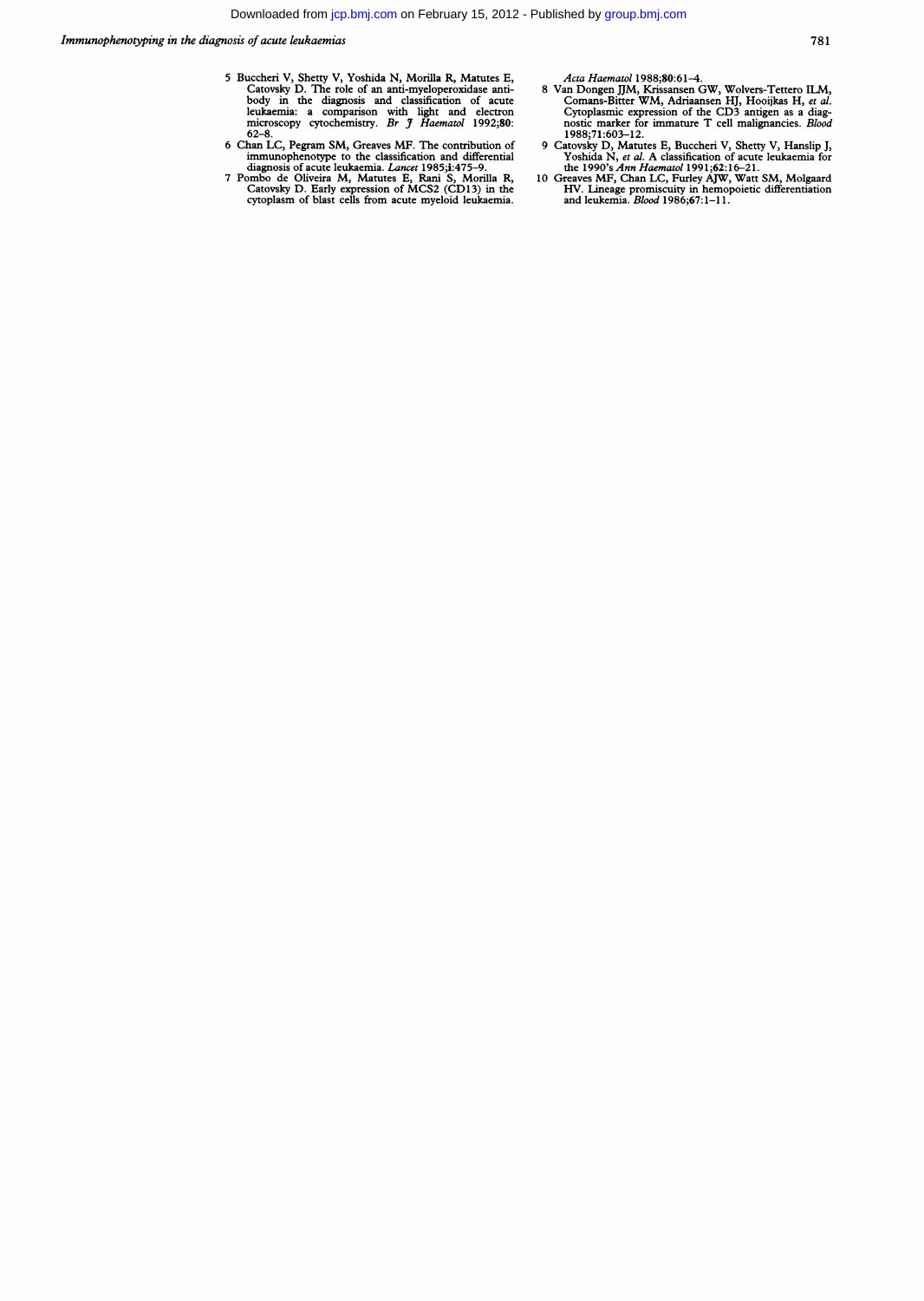5 Buccheri V, Shetty V, Yoshida N, Morilla R, Matutes E, Catovsky D. The role of an anti-myeloperoxidase antibody in the diagnosis and classification of acute leukaemia: a comparison with light and electron microscopy cytochemistry. *Br J Haematol* 1992;**80**: 62–8.

6 Chan LC, Pegram SM, Greaves MF. The contribution of immunophenotype to the classification and differential diagnosis of acute leukaemia. *Lancet* 1985;**i**:475–9.

7 Pombo de Oliveira M, Matutes E, Rani S, Morilla R, Catovsky D. Early expression of MCS2 (CD13) in the cytoplasm of blast cells from acute myeloid leukaemia. *Acta Haematol* 1988;**80**:61–4.

8 Van Dongen JJM, Krissansen GW, Wolvers-Tettero ILM, Comans-Bitter WM, Adriaansen HJ, Hooijkas H, *et al*. Cytoplasmic expression of the CD3 antigen as a diagnostic marker for immature T cell malignancies. *Blood* 1988;**71**:603–12.

9 Catovsky D, Matutes E, Buccheri V, Shetty V, Hanslip J, Yoshida N, *et al*. A classification of acute leukaemia for the 1990's *Ann Haematol* 1991;**62**:16–21.

10 Greaves MF, Chan LC, Furley AJW, Watt SM, Molgaard HV. Lineage promiscuity in hemopoietic differentiation and leukemia. *Blood* 1986;**67**:1–11.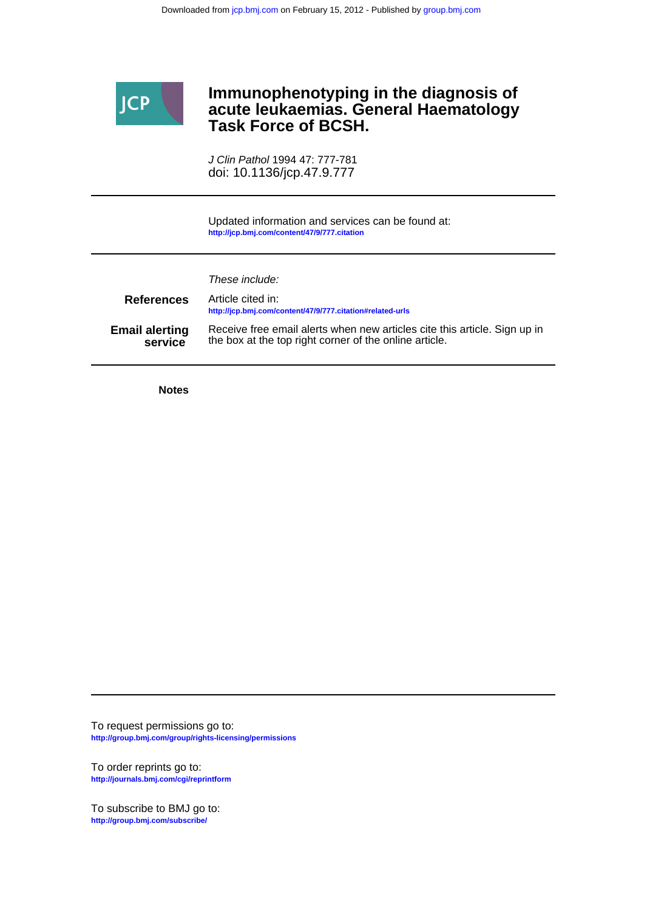Downloaded from jcp.bmj.com on February 15, 2012 - Published by group.bmj.com

# Immunophenotyping in the diagnosis of acute leukaemias. General Haematology Task Force of BCSH.

*J Clin Pathol* 1994 47: 777-781
doi: 10.1136/jcp.47.9.777

Updated information and services can be found at:
http://jcp.bmj.com/content/47/9/777.citation

*These include:*

**References**
Article cited in:
http://jcp.bmj.com/content/47/9/777.citation#related-urls

**Email alerting service**
Receive free email alerts when new articles cite this article. Sign up in the box at the top right corner of the online article.

**Notes**

To request permissions go to:
http://group.bmj.com/group/rights-licensing/permissions

To order reprints go to:
http://journals.bmj.com/cgi/reprintform

To subscribe to BMJ go to:
http://group.bmj.com/subscribe/